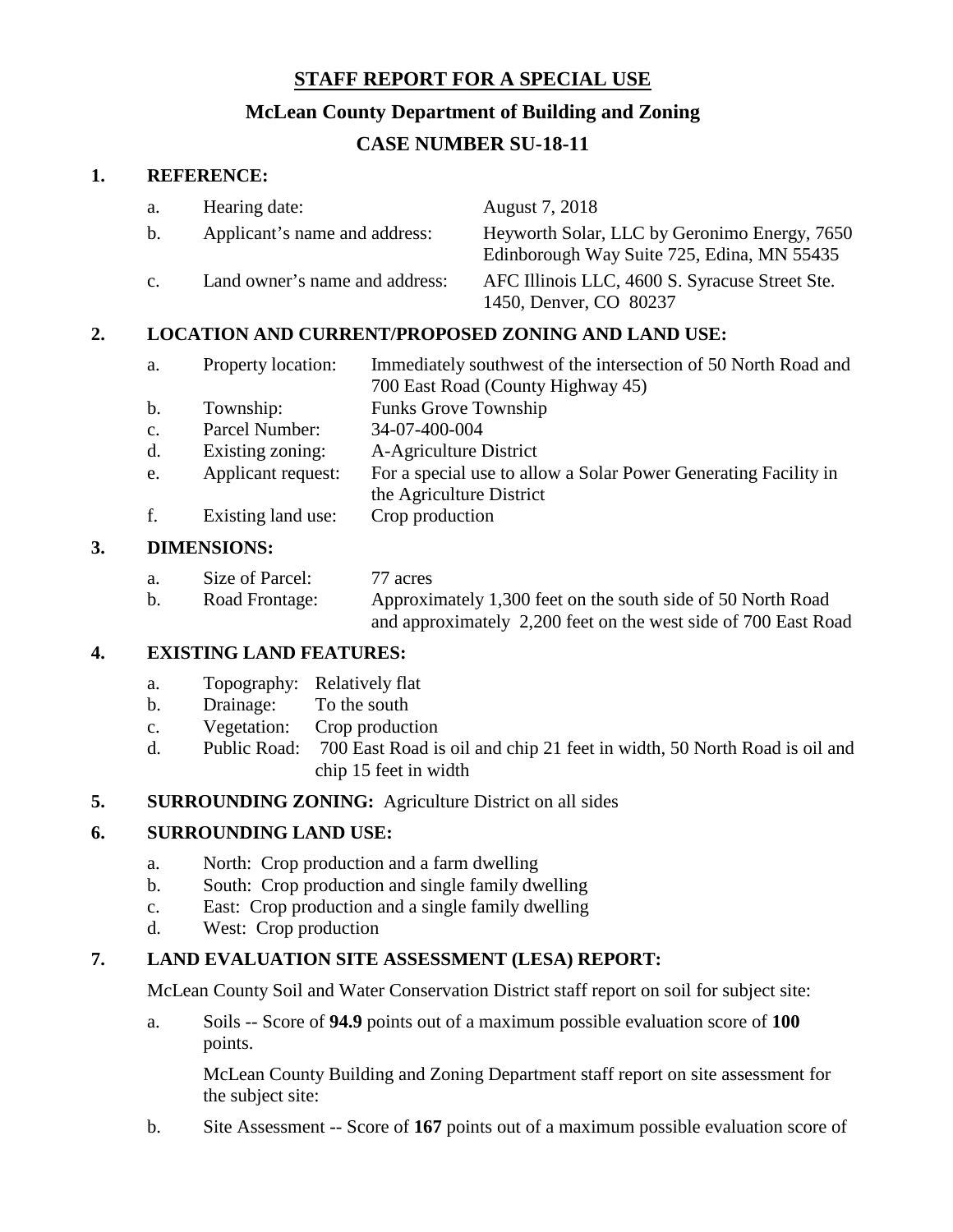# STAFF REPORT FOR A SPECIAL USE

## McLean County Department of Building and Zoning

## CASE NUMBER SU-18-11

### 1. REFERENCE:

a. Hearing date: August 7, 2018

b. Applicant's name and address: Heyworth Solar, LLC by Geronimo Energy, 7650 Edinborough Way Suite 725, Edina, MN 55435

c. Land owner's name and address: AFC Illinois LLC, 4600 S. Syracuse Street Ste. 1450, Denver, CO 80237

### 2. LOCATION AND CURRENT/PROPOSED ZONING AND LAND USE:

a. Property location: Immediately southwest of the intersection of 50 North Road and 700 East Road (County Highway 45)

b. Township: Funks Grove Township

c. Parcel Number: 34-07-400-004

d. Existing zoning: A-Agriculture District

e. Applicant request: For a special use to allow a Solar Power Generating Facility in the Agriculture District

f. Existing land use: Crop production

### 3. DIMENSIONS:

a. Size of Parcel: 77 acres

b. Road Frontage: Approximately 1,300 feet on the south side of 50 North Road and approximately 2,200 feet on the west side of 700 East Road

### 4. EXISTING LAND FEATURES:

a. Topography: Relatively flat

b. Drainage: To the south

c. Vegetation: Crop production

d. Public Road: 700 East Road is oil and chip 21 feet in width, 50 North Road is oil and chip 15 feet in width

### 5. SURROUNDING ZONING: Agriculture District on all sides

### 6. SURROUNDING LAND USE:

a. North: Crop production and a farm dwelling

b. South: Crop production and single family dwelling

c. East: Crop production and a single family dwelling

d. West: Crop production

### 7. LAND EVALUATION SITE ASSESSMENT (LESA) REPORT:

McLean County Soil and Water Conservation District staff report on soil for subject site:

a. Soils -- Score of **94.9** points out of a maximum possible evaluation score of **100** points.

McLean County Building and Zoning Department staff report on site assessment for the subject site:

b. Site Assessment -- Score of **167** points out of a maximum possible evaluation score of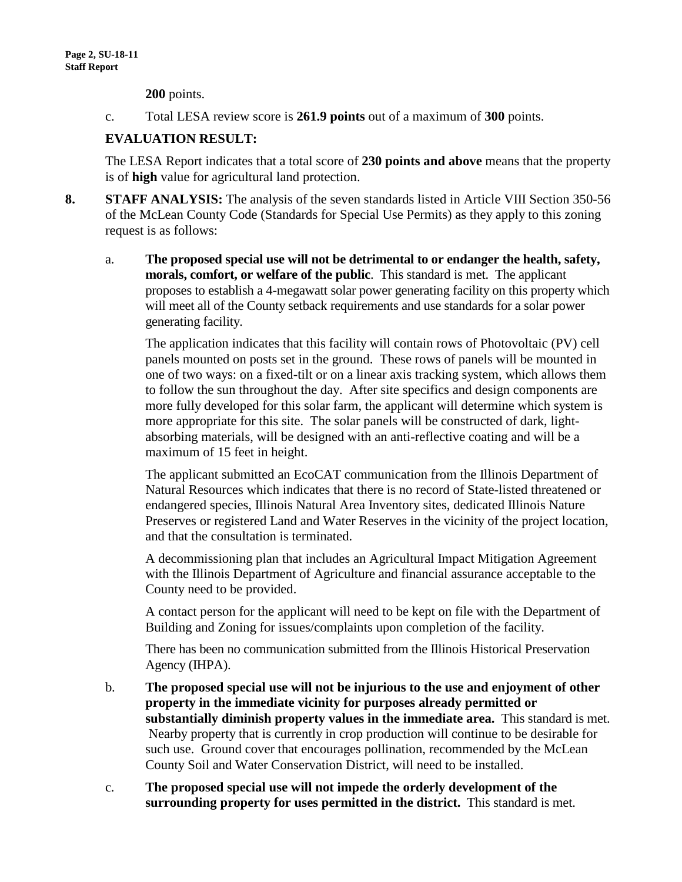**200** points.

c. Total LESA review score is **261.9 points** out of a maximum of **300** points.

**EVALUATION RESULT:**

The LESA Report indicates that a total score of **230 points and above** means that the property is of **high** value for agricultural land protection.

**8. STAFF ANALYSIS:** The analysis of the seven standards listed in Article VIII Section 350-56 of the McLean County Code (Standards for Special Use Permits) as they apply to this zoning request is as follows:

a. **The proposed special use will not be detrimental to or endanger the health, safety, morals, comfort, or welfare of the public**. This standard is met. The applicant proposes to establish a 4-megawatt solar power generating facility on this property which will meet all of the County setback requirements and use standards for a solar power generating facility.

The application indicates that this facility will contain rows of Photovoltaic (PV) cell panels mounted on posts set in the ground. These rows of panels will be mounted in one of two ways: on a fixed-tilt or on a linear axis tracking system, which allows them to follow the sun throughout the day. After site specifics and design components are more fully developed for this solar farm, the applicant will determine which system is more appropriate for this site. The solar panels will be constructed of dark, light-absorbing materials, will be designed with an anti-reflective coating and will be a maximum of 15 feet in height.

The applicant submitted an EcoCAT communication from the Illinois Department of Natural Resources which indicates that there is no record of State-listed threatened or endangered species, Illinois Natural Area Inventory sites, dedicated Illinois Nature Preserves or registered Land and Water Reserves in the vicinity of the project location, and that the consultation is terminated.

A decommissioning plan that includes an Agricultural Impact Mitigation Agreement with the Illinois Department of Agriculture and financial assurance acceptable to the County need to be provided.

A contact person for the applicant will need to be kept on file with the Department of Building and Zoning for issues/complaints upon completion of the facility.

There has been no communication submitted from the Illinois Historical Preservation Agency (IHPA).

b. **The proposed special use will not be injurious to the use and enjoyment of other property in the immediate vicinity for purposes already permitted or substantially diminish property values in the immediate area.** This standard is met. Nearby property that is currently in crop production will continue to be desirable for such use. Ground cover that encourages pollination, recommended by the McLean County Soil and Water Conservation District, will need to be installed.

c. **The proposed special use will not impede the orderly development of the surrounding property for uses permitted in the district.** This standard is met.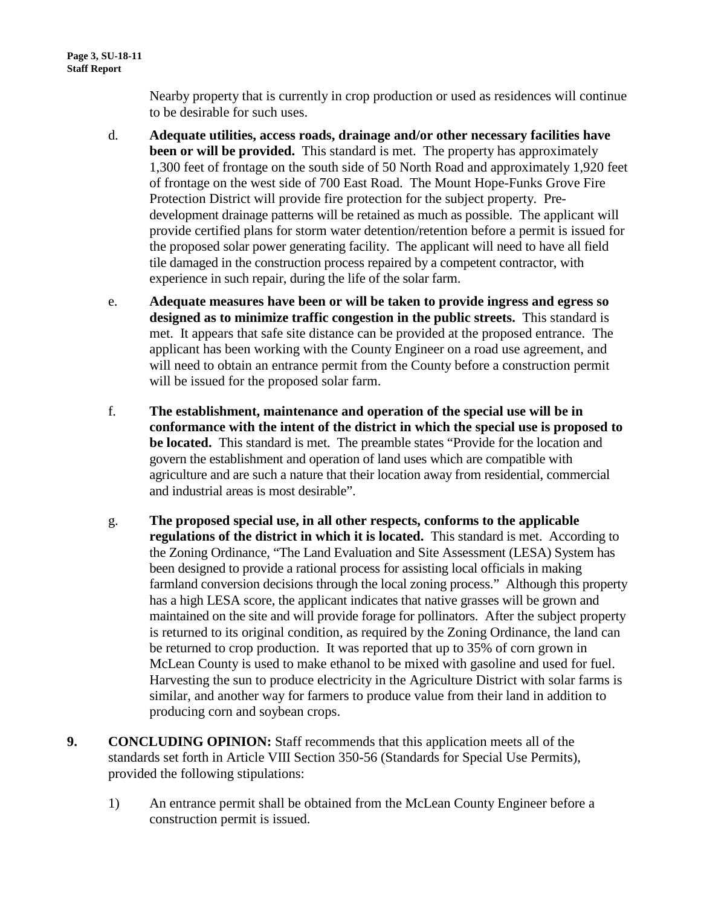Nearby property that is currently in crop production or used as residences will continue to be desirable for such uses.

d. **Adequate utilities, access roads, drainage and/or other necessary facilities have been or will be provided.** This standard is met. The property has approximately 1,300 feet of frontage on the south side of 50 North Road and approximately 1,920 feet of frontage on the west side of 700 East Road. The Mount Hope-Funks Grove Fire Protection District will provide fire protection for the subject property. Pre-development drainage patterns will be retained as much as possible. The applicant will provide certified plans for storm water detention/retention before a permit is issued for the proposed solar power generating facility. The applicant will need to have all field tile damaged in the construction process repaired by a competent contractor, with experience in such repair, during the life of the solar farm.

e. **Adequate measures have been or will be taken to provide ingress and egress so designed as to minimize traffic congestion in the public streets.** This standard is met. It appears that safe site distance can be provided at the proposed entrance. The applicant has been working with the County Engineer on a road use agreement, and will need to obtain an entrance permit from the County before a construction permit will be issued for the proposed solar farm.

f. **The establishment, maintenance and operation of the special use will be in conformance with the intent of the district in which the special use is proposed to be located.** This standard is met. The preamble states "Provide for the location and govern the establishment and operation of land uses which are compatible with agriculture and are such a nature that their location away from residential, commercial and industrial areas is most desirable".

g. **The proposed special use, in all other respects, conforms to the applicable regulations of the district in which it is located.** This standard is met. According to the Zoning Ordinance, "The Land Evaluation and Site Assessment (LESA) System has been designed to provide a rational process for assisting local officials in making farmland conversion decisions through the local zoning process." Although this property has a high LESA score, the applicant indicates that native grasses will be grown and maintained on the site and will provide forage for pollinators. After the subject property is returned to its original condition, as required by the Zoning Ordinance, the land can be returned to crop production. It was reported that up to 35% of corn grown in McLean County is used to make ethanol to be mixed with gasoline and used for fuel. Harvesting the sun to produce electricity in the Agriculture District with solar farms is similar, and another way for farmers to produce value from their land in addition to producing corn and soybean crops.

**9. CONCLUDING OPINION:** Staff recommends that this application meets all of the standards set forth in Article VIII Section 350-56 (Standards for Special Use Permits), provided the following stipulations:

1) An entrance permit shall be obtained from the McLean County Engineer before a construction permit is issued.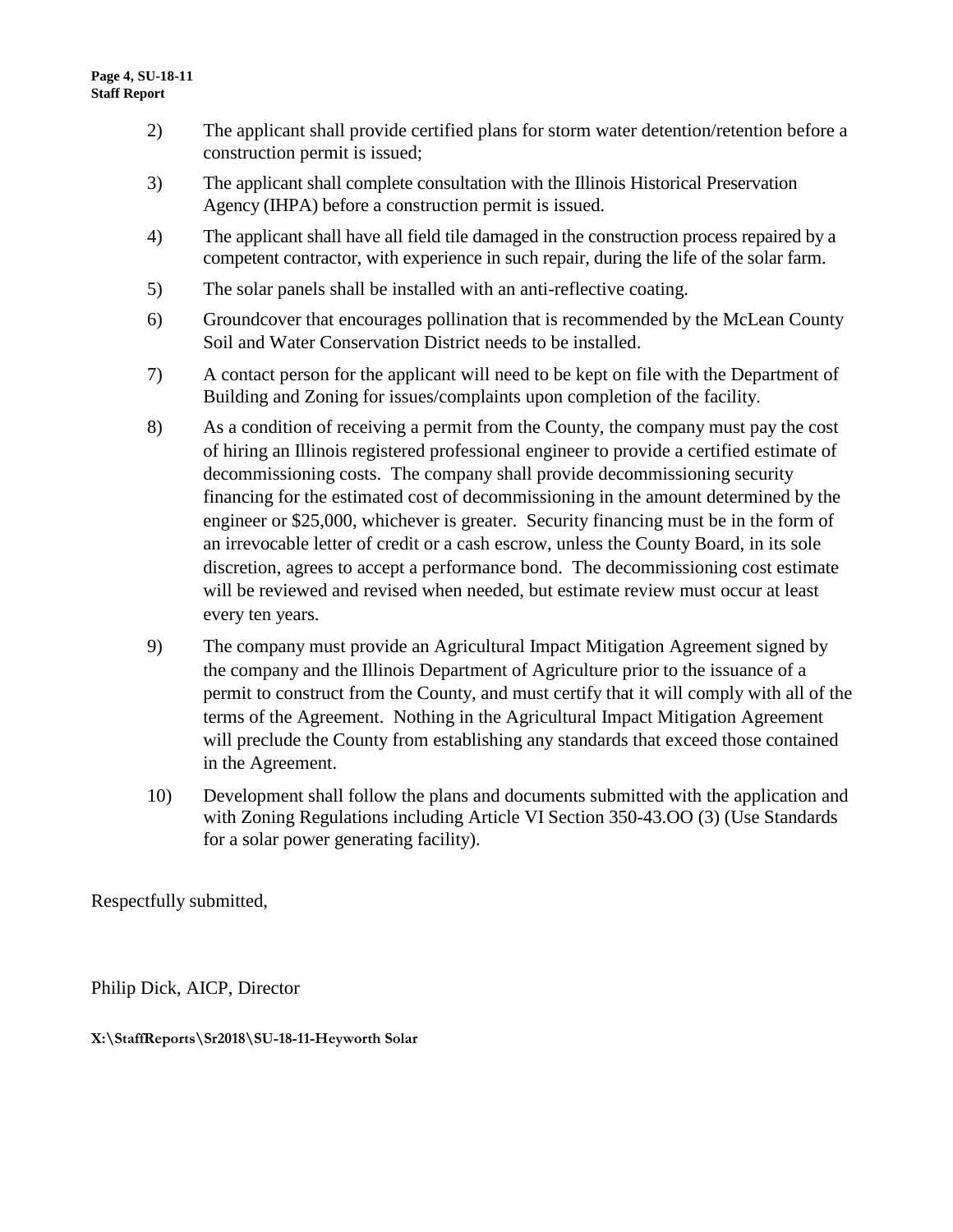2) The applicant shall provide certified plans for storm water detention/retention before a construction permit is issued;

3) The applicant shall complete consultation with the Illinois Historical Preservation Agency (IHPA) before a construction permit is issued.

4) The applicant shall have all field tile damaged in the construction process repaired by a competent contractor, with experience in such repair, during the life of the solar farm.

5) The solar panels shall be installed with an anti-reflective coating.

6) Groundcover that encourages pollination that is recommended by the McLean County Soil and Water Conservation District needs to be installed.

7) A contact person for the applicant will need to be kept on file with the Department of Building and Zoning for issues/complaints upon completion of the facility.

8) As a condition of receiving a permit from the County, the company must pay the cost of hiring an Illinois registered professional engineer to provide a certified estimate of decommissioning costs. The company shall provide decommissioning security financing for the estimated cost of decommissioning in the amount determined by the engineer or $25,000, whichever is greater. Security financing must be in the form of an irrevocable letter of credit or a cash escrow, unless the County Board, in its sole discretion, agrees to accept a performance bond. The decommissioning cost estimate will be reviewed and revised when needed, but estimate review must occur at least every ten years.

9) The company must provide an Agricultural Impact Mitigation Agreement signed by the company and the Illinois Department of Agriculture prior to the issuance of a permit to construct from the County, and must certify that it will comply with all of the terms of the Agreement. Nothing in the Agricultural Impact Mitigation Agreement will preclude the County from establishing any standards that exceed those contained in the Agreement.

10) Development shall follow the plans and documents submitted with the application and with Zoning Regulations including Article VI Section 350-43.OO (3) (Use Standards for a solar power generating facility).

Respectfully submitted,

Philip Dick, AICP, Director

**X:\StaffReports\Sr2018\SU-18-11-Heyworth Solar**